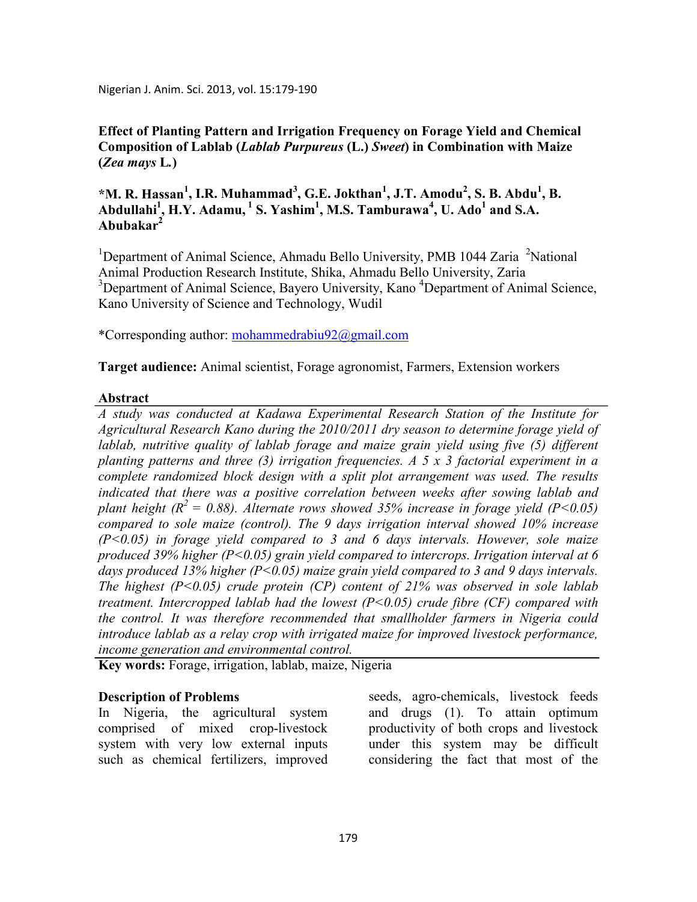# Effect of Planting Pattern and Irrigation Frequency on Forage Yield and Chemical Composition of Lablab (*Lablab Purpureus* (L.) *Sweet*) in Combination with Maize (*Zea mays* L.)

**\*M. R. Hassan[1], I.R. Muhammad[3], G.E. Jokthan[1], J.T. Amodu[2], S. B. Abdu[1], B. Abdullahi[1], H.Y. Adamu, [1] S. Yashim[1], M.S. Tamburawa[4], U. Ado[1] and S.A. Abubakar[2]**

[1]Department of Animal Science, Ahmadu Bello University, PMB 1044 Zaria [2]National Animal Production Research Institute, Shika, Ahmadu Bello University, Zaria [3]Department of Animal Science, Bayero University, Kano [4]Department of Animal Science, Kano University of Science and Technology, Wudil

\*Corresponding author: mohammedrabiu92@gmail.com

**Target audience:** Animal scientist, Forage agronomist, Farmers, Extension workers

## Abstract

*A study was conducted at Kadawa Experimental Research Station of the Institute for Agricultural Research Kano during the 2010/2011 dry season to determine forage yield of lablab, nutritive quality of lablab forage and maize grain yield using five (5) different planting patterns and three (3) irrigation frequencies. A 5 x 3 factorial experiment in a complete randomized block design with a split plot arrangement was used. The results indicated that there was a positive correlation between weeks after sowing lablab and plant height ($R^2 = 0.88$). Alternate rows showed 35% increase in forage yield ($P<0.05$) compared to sole maize (control). The 9 days irrigation interval showed 10% increase ($P<0.05$) in forage yield compared to 3 and 6 days intervals. However, sole maize produced 39% higher ($P<0.05$) grain yield compared to intercrops. Irrigation interval at 6 days produced 13% higher ($P<0.05$) maize grain yield compared to 3 and 9 days intervals. The highest ($P<0.05$) crude protein (CP) content of 21% was observed in sole lablab treatment. Intercropped lablab had the lowest ($P<0.05$) crude fibre (CF) compared with the control. It was therefore recommended that smallholder farmers in Nigeria could introduce lablab as a relay crop with irrigated maize for improved livestock performance, income generation and environmental control.*

**Key words:** Forage, irrigation, lablab, maize, Nigeria

## Description of Problems

In Nigeria, the agricultural system comprised of mixed crop-livestock system with very low external inputs such as chemical fertilizers, improved seeds, agro-chemicals, livestock feeds and drugs (1). To attain optimum productivity of both crops and livestock under this system may be difficult considering the fact that most of the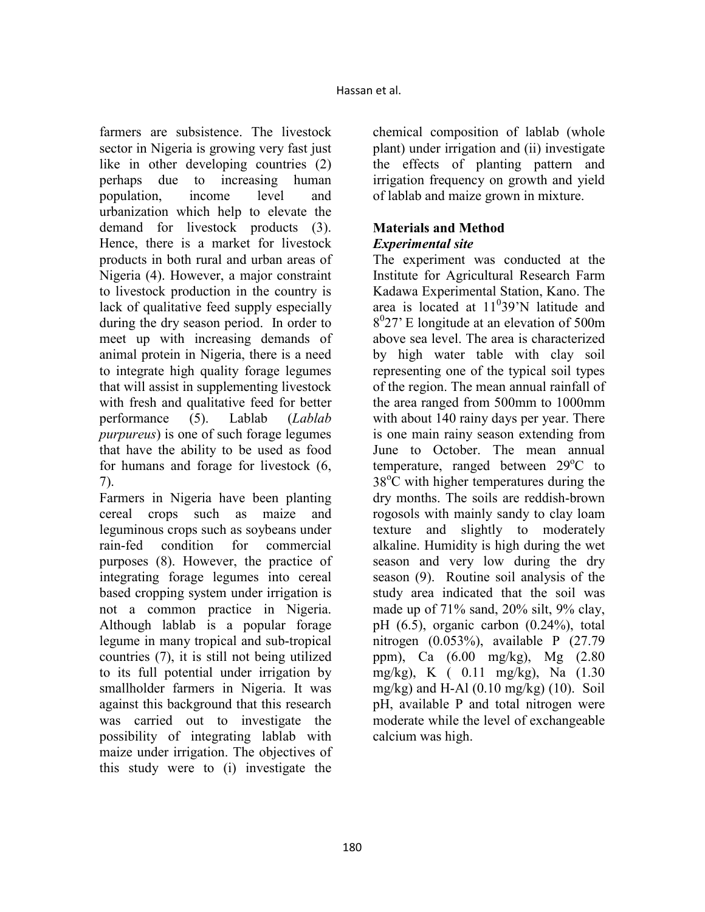farmers are subsistence. The livestock sector in Nigeria is growing very fast just like in other developing countries (2) perhaps due to increasing human population, income level and urbanization which help to elevate the demand for livestock products (3). Hence, there is a market for livestock products in both rural and urban areas of Nigeria (4). However, a major constraint to livestock production in the country is lack of qualitative feed supply especially during the dry season period. In order to meet up with increasing demands of animal protein in Nigeria, there is a need to integrate high quality forage legumes that will assist in supplementing livestock with fresh and qualitative feed for better performance (5). Lablab (*Lablab purpureus*) is one of such forage legumes that have the ability to be used as food for humans and forage for livestock (6, 7).

Farmers in Nigeria have been planting cereal crops such as maize and leguminous crops such as soybeans under rain-fed condition for commercial purposes (8). However, the practice of integrating forage legumes into cereal based cropping system under irrigation is not a common practice in Nigeria. Although lablab is a popular forage legume in many tropical and sub-tropical countries (7), it is still not being utilized to its full potential under irrigation by smallholder farmers in Nigeria. It was against this background that this research was carried out to investigate the possibility of integrating lablab with maize under irrigation. The objectives of this study were to (i) investigate the chemical composition of lablab (whole plant) under irrigation and (ii) investigate the effects of planting pattern and irrigation frequency on growth and yield of lablab and maize grown in mixture.

## Materials and Method

### *Experimental site*

The experiment was conducted at the Institute for Agricultural Research Farm Kadawa Experimental Station, Kano. The area is located at $11^0 39'$N latitude and $8^0 27'$ E longitude at an elevation of 500m above sea level. The area is characterized by high water table with clay soil representing one of the typical soil types of the region. The mean annual rainfall of the area ranged from 500mm to 1000mm with about 140 rainy days per year. There is one main rainy season extending from June to October. The mean annual temperature, ranged between $29^oC$ to $38^oC$ with higher temperatures during the dry months. The soils are reddish-brown rogosols with mainly sandy to clay loam texture and slightly to moderately alkaline. Humidity is high during the wet season and very low during the dry season (9). Routine soil analysis of the study area indicated that the soil was made up of 71% sand, 20% silt, 9% clay, pH (6.5), organic carbon (0.24%), total nitrogen (0.053%), available P (27.79 ppm), Ca (6.00 mg/kg), Mg (2.80 mg/kg), K ( 0.11 mg/kg), Na (1.30 mg/kg) and H-Al (0.10 mg/kg) (10). Soil pH, available P and total nitrogen were moderate while the level of exchangeable calcium was high.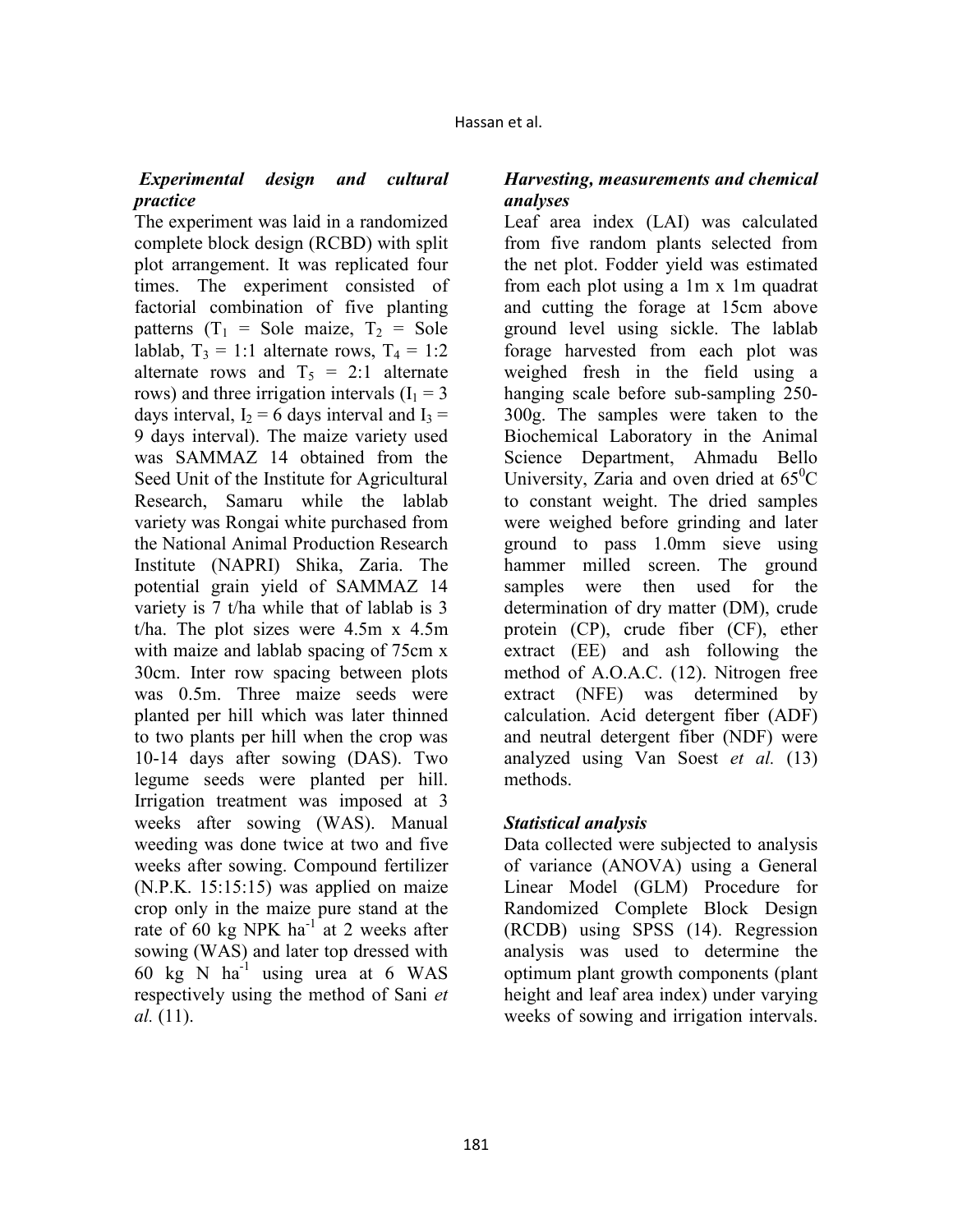### *Experimental design and cultural practice*

The experiment was laid in a randomized complete block design (RCBD) with split plot arrangement. It was replicated four times. The experiment consisted of factorial combination of five planting patterns ($T_1$ = Sole maize, $T_2$ = Sole lablab, $T_3$ = 1:1 alternate rows, $T_4$ = 1:2 alternate rows and $T_5$ = 2:1 alternate rows) and three irrigation intervals ($I_1$ = 3 days interval, $I_2$ = 6 days interval and $I_3$ = 9 days interval). The maize variety used was SAMMAZ 14 obtained from the Seed Unit of the Institute for Agricultural Research, Samaru while the lablab variety was Rongai white purchased from the National Animal Production Research Institute (NAPRI) Shika, Zaria. The potential grain yield of SAMMAZ 14 variety is 7 t/ha while that of lablab is 3 t/ha. The plot sizes were 4.5m x 4.5m with maize and lablab spacing of 75cm x 30cm. Inter row spacing between plots was 0.5m. Three maize seeds were planted per hill which was later thinned to two plants per hill when the crop was 10-14 days after sowing (DAS). Two legume seeds were planted per hill. Irrigation treatment was imposed at 3 weeks after sowing (WAS). Manual weeding was done twice at two and five weeks after sowing. Compound fertilizer (N.P.K. 15:15:15) was applied on maize crop only in the maize pure stand at the rate of 60 kg NPK $ha^{-1}$ at 2 weeks after sowing (WAS) and later top dressed with 60 kg N $ha^{-1}$ using urea at 6 WAS respectively using the method of Sani *et al.* (11).

### *Harvesting, measurements and chemical analyses*

Leaf area index (LAI) was calculated from five random plants selected from the net plot. Fodder yield was estimated from each plot using a 1m x 1m quadrat and cutting the forage at 15cm above ground level using sickle. The lablab forage harvested from each plot was weighed fresh in the field using a hanging scale before sub-sampling 250-300g. The samples were taken to the Biochemical Laboratory in the Animal Science Department, Ahmadu Bello University, Zaria and oven dried at $65^0$C to constant weight. The dried samples were weighed before grinding and later ground to pass 1.0mm sieve using hammer milled screen. The ground samples were then used for the determination of dry matter (DM), crude protein (CP), crude fiber (CF), ether extract (EE) and ash following the method of A.O.A.C. (12). Nitrogen free extract (NFE) was determined by calculation. Acid detergent fiber (ADF) and neutral detergent fiber (NDF) were analyzed using Van Soest *et al.* (13) methods.

### *Statistical analysis*

Data collected were subjected to analysis of variance (ANOVA) using a General Linear Model (GLM) Procedure for Randomized Complete Block Design (RCDB) using SPSS (14). Regression analysis was used to determine the optimum plant growth components (plant height and leaf area index) under varying weeks of sowing and irrigation intervals.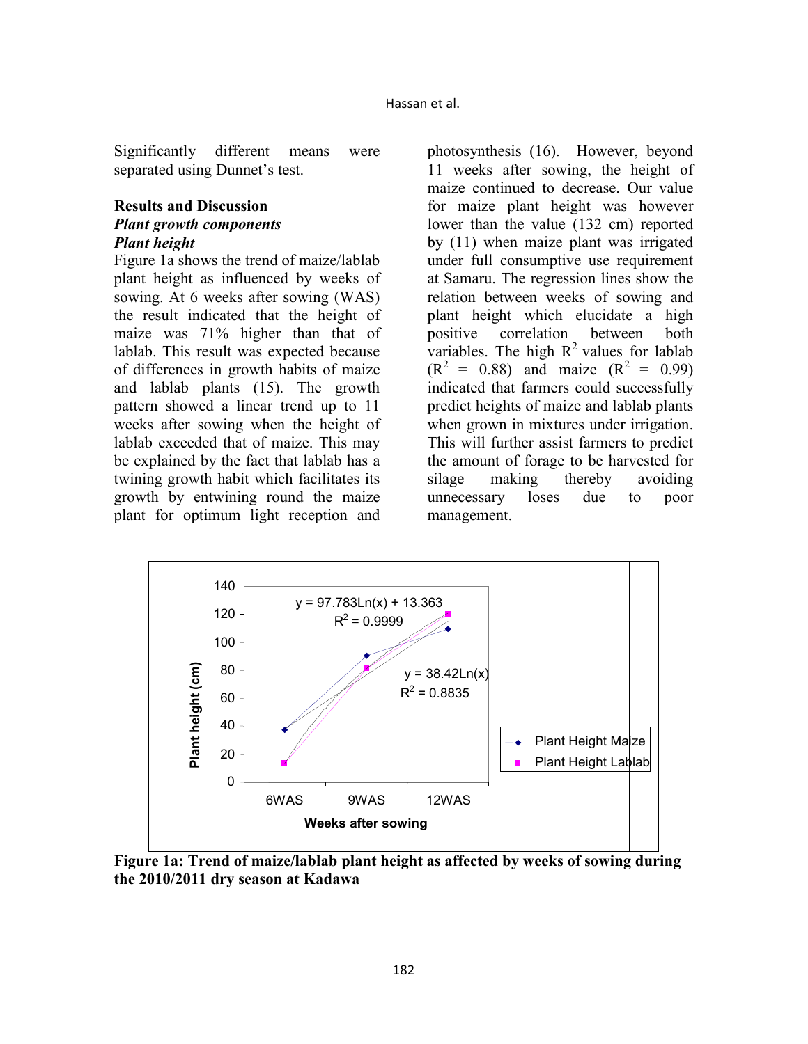Significantly different means were separated using Dunnet's test.

## Results and Discussion

### *Plant growth components*

### *Plant height*

Figure 1a shows the trend of maize/lablab plant height as influenced by weeks of sowing. At 6 weeks after sowing (WAS) the result indicated that the height of maize was 71% higher than that of lablab. This result was expected because of differences in growth habits of maize and lablab plants (15). The growth pattern showed a linear trend up to 11 weeks after sowing when the height of lablab exceeded that of maize. This may be explained by the fact that lablab has a twining growth habit which facilitates its growth by entwining round the maize plant for optimum light reception and photosynthesis (16). However, beyond 11 weeks after sowing, the height of maize continued to decrease. Our value for maize plant height was however lower than the value (132 cm) reported by (11) when maize plant was irrigated under full consumptive use requirement at Samaru. The regression lines show the relation between weeks of sowing and plant height which elucidate a high positive correlation between both variables. The high $R^2$ values for lablab ($R^2$ = 0.88) and maize ($R^2$ = 0.99) indicated that farmers could successfully predict heights of maize and lablab plants when grown in mixtures under irrigation. This will further assist farmers to predict the amount of forage to be harvested for silage making thereby avoiding unnecessary loses due to poor management.

**Figure 1a: Trend of maize/lablab plant height as affected by weeks of sowing during the 2010/2011 dry season at Kadawa**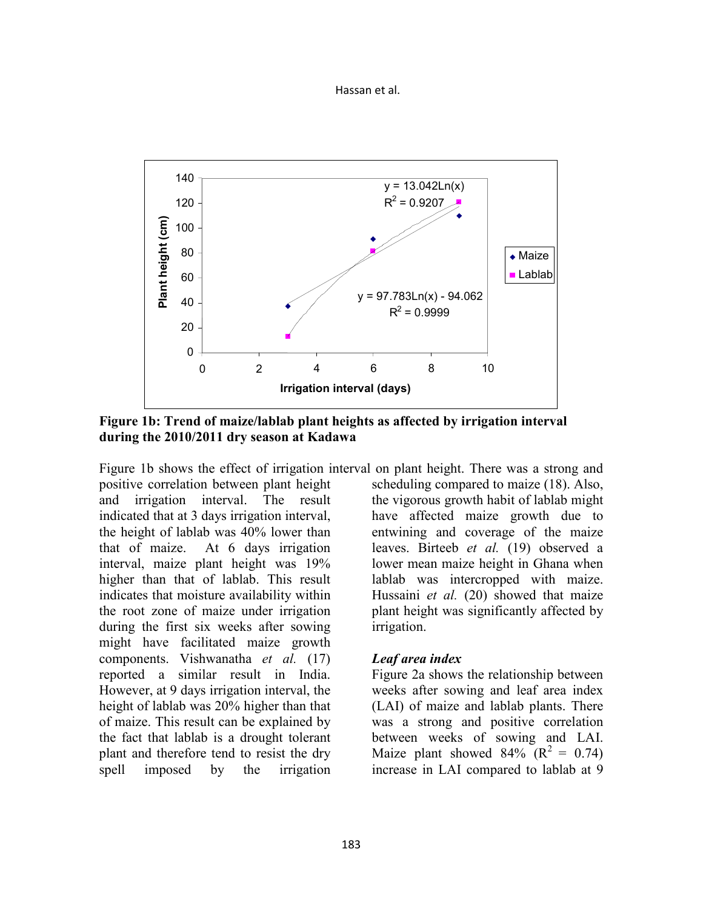**Figure 1b: Trend of maize/lablab plant heights as affected by irrigation interval during the 2010/2011 dry season at Kadawa**

Figure 1b shows the effect of irrigation interval on plant height. There was a strong and positive correlation between plant height and irrigation interval. The result indicated that at 3 days irrigation interval, the height of lablab was 40% lower than that of maize. At 6 days irrigation interval, maize plant height was 19% higher than that of lablab. This result indicates that moisture availability within the root zone of maize under irrigation during the first six weeks after sowing might have facilitated maize growth components. Vishwanatha *et al.* (17) reported a similar result in India. However, at 9 days irrigation interval, the height of lablab was 20% higher than that of maize. This result can be explained by the fact that lablab is a drought tolerant plant and therefore tend to resist the dry spell imposed by the irrigation scheduling compared to maize (18). Also, the vigorous growth habit of lablab might have affected maize growth due to entwining and coverage of the maize leaves. Birteeb *et al.* (19) observed a lower mean maize height in Ghana when lablab was intercropped with maize. Hussaini *et al.* (20) showed that maize plant height was significantly affected by irrigation.

### *Leaf area index*

Figure 2a shows the relationship between weeks after sowing and leaf area index (LAI) of maize and lablab plants. There was a strong and positive correlation between weeks of sowing and LAI. Maize plant showed 84% ($R^2$ = 0.74) increase in LAI compared to lablab at 9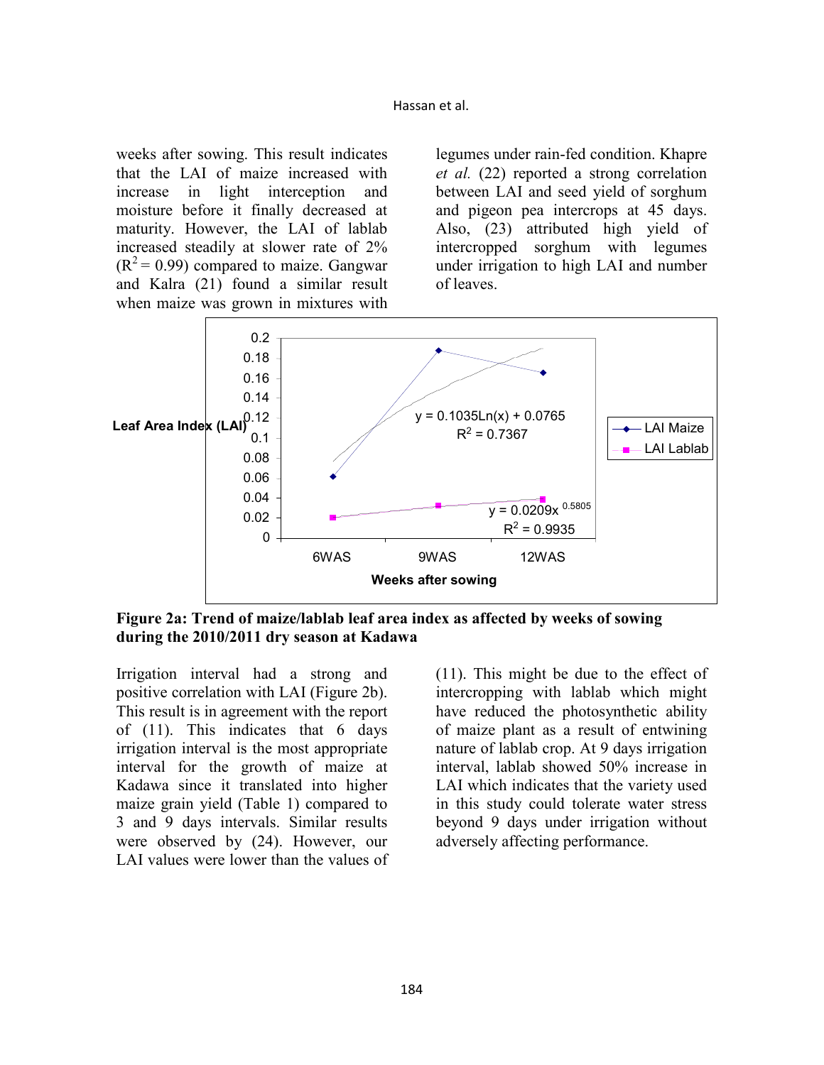weeks after sowing. This result indicates that the LAI of maize increased with increase in light interception and moisture before it finally decreased at maturity. However, the LAI of lablab increased steadily at slower rate of 2% ($R^2 = 0.99$) compared to maize. Gangwar and Kalra (21) found a similar result when maize was grown in mixtures with legumes under rain-fed condition. Khapre *et al.* (22) reported a strong correlation between LAI and seed yield of sorghum and pigeon pea intercrops at 45 days. Also, (23) attributed high yield of intercropped sorghum with legumes under irrigation to high LAI and number of leaves.

**Figure 2a: Trend of maize/lablab leaf area index as affected by weeks of sowing during the 2010/2011 dry season at Kadawa**

Irrigation interval had a strong and positive correlation with LAI (Figure 2b). This result is in agreement with the report of (11). This indicates that 6 days irrigation interval is the most appropriate interval for the growth of maize at Kadawa since it translated into higher maize grain yield (Table 1) compared to 3 and 9 days intervals. Similar results were observed by (24). However, our LAI values were lower than the values of (11). This might be due to the effect of intercropping with lablab which might have reduced the photosynthetic ability of maize plant as a result of entwining nature of lablab crop. At 9 days irrigation interval, lablab showed 50% increase in LAI which indicates that the variety used in this study could tolerate water stress beyond 9 days under irrigation without adversely affecting performance.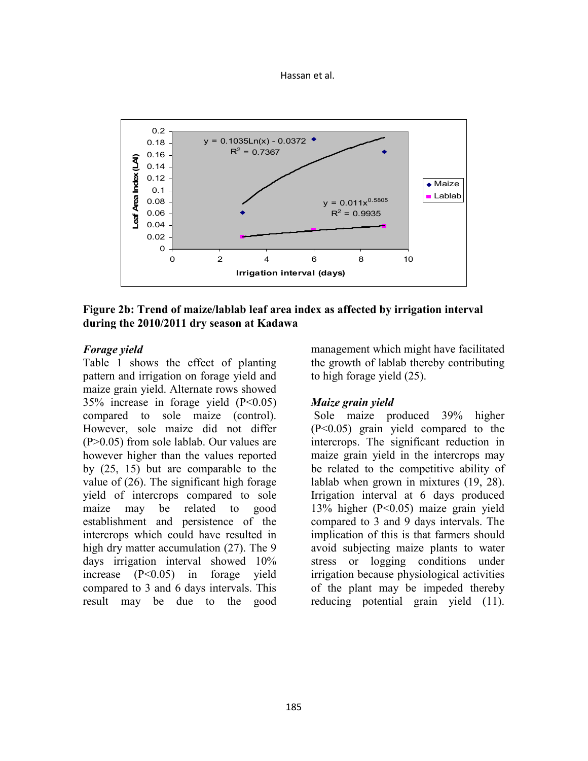**Figure 2b: Trend of maize/lablab leaf area index as affected by irrigation interval during the 2010/2011 dry season at Kadawa**

### *Forage yield*

Table 1 shows the effect of planting pattern and irrigation on forage yield and maize grain yield. Alternate rows showed 35% increase in forage yield ($P<0.05$) compared to sole maize (control). However, sole maize did not differ ($P>0.05$) from sole lablab. Our values are however higher than the values reported by (25, 15) but are comparable to the value of (26). The significant high forage yield of intercrops compared to sole maize may be related to good establishment and persistence of the intercrops which could have resulted in high dry matter accumulation (27). The 9 days irrigation interval showed 10% increase ($P<0.05$) in forage yield compared to 3 and 6 days intervals. This result may be due to the good management which might have facilitated the growth of lablab thereby contributing to high forage yield (25).

### *Maize grain yield*

Sole maize produced 39% higher ($P<0.05$) grain yield compared to the intercrops. The significant reduction in maize grain yield in the intercrops may be related to the competitive ability of lablab when grown in mixtures (19, 28). Irrigation interval at 6 days produced 13% higher ($P<0.05$) maize grain yield compared to 3 and 9 days intervals. The implication of this is that farmers should avoid subjecting maize plants to water stress or logging conditions under irrigation because physiological activities of the plant may be impeded thereby reducing potential grain yield (11).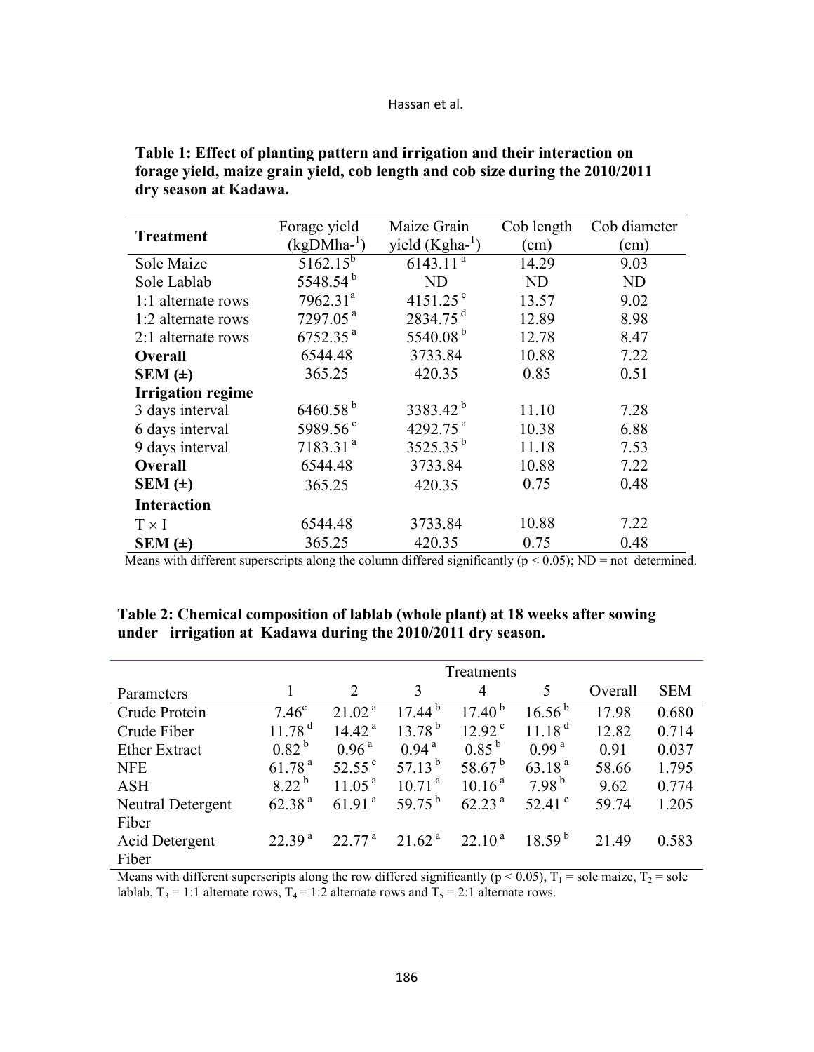**Table 1: Effect of planting pattern and irrigation and their interaction on forage yield, maize grain yield, cob length and cob size during the 2010/2011 dry season at Kadawa.**

| Treatment | Forage yield ($kgDMha^{-1}$) | Maize Grain yield ($Kgha^{-1}$) | Cob length (cm) | Cob diameter (cm) |
|---|---|---|---|---|
| Sole Maize | $5162.15^{b}$ | $6143.11^{a}$ | 14.29 | 9.03 |
| Sole Lablab | $5548.54^{b}$ | ND | ND | ND |
| 1:1 alternate rows | $7962.31^{a}$ | $4151.25^{c}$ | 13.57 | 9.02 |
| 1:2 alternate rows | $7297.05^{a}$ | $2834.75^{d}$ | 12.89 | 8.98 |
| 2:1 alternate rows | $6752.35^{a}$ | $5540.08^{b}$ | 12.78 | 8.47 |
| **Overall** | 6544.48 | 3733.84 | 10.88 | 7.22 |
| **SEM (±)** | 365.25 | 420.35 | 0.85 | 0.51 |
| **Irrigation regime** | | | | |
| 3 days interval | $6460.58^{b}$ | $3383.42^{b}$ | 11.10 | 7.28 |
| 6 days interval | $5989.56^{c}$ | $4292.75^{a}$ | 10.38 | 6.88 |
| 9 days interval | $7183.31^{a}$ | $3525.35^{b}$ | 11.18 | 7.53 |
| **Overall** | 6544.48 | 3733.84 | 10.88 | 7.22 |
| **SEM (±)** | 365.25 | 420.35 | 0.75 | 0.48 |
| **Interaction** | | | | |
| T × I | 6544.48 | 3733.84 | 10.88 | 7.22 |
| **SEM (±)** | 365.25 | 420.35 | 0.75 | 0.48 |

Means with different superscripts along the column differed significantly ($p < 0.05$); ND = not determined.

**Table 2: Chemical composition of lablab (whole plant) at 18 weeks after sowing under irrigation at Kadawa during the 2010/2011 dry season.**

| | Treatments | | | | | | |
|---|---|---|---|---|---|---|---|
| Parameters | 1 | 2 | 3 | 4 | 5 | Overall | SEM |
| Crude Protein | $7.46^{c}$ | $21.02^{a}$ | $17.44^{b}$ | $17.40^{b}$ | $16.56^{b}$ | 17.98 | 0.680 |
| Crude Fiber | $11.78^{d}$ | $14.42^{a}$ | $13.78^{b}$ | $12.92^{c}$ | $11.18^{d}$ | 12.82 | 0.714 |
| Ether Extract | $0.82^{b}$ | $0.96^{a}$ | $0.94^{a}$ | $0.85^{b}$ | $0.99^{a}$ | 0.91 | 0.037 |
| NFE | $61.78^{a}$ | $52.55^{c}$ | $57.13^{b}$ | $58.67^{b}$ | $63.18^{a}$ | 58.66 | 1.795 |
| ASH | $8.22^{b}$ | $11.05^{a}$ | $10.71^{a}$ | $10.16^{a}$ | $7.98^{b}$ | 9.62 | 0.774 |
| Neutral Detergent Fiber | $62.38^{a}$ | $61.91^{a}$ | $59.75^{b}$ | $62.23^{a}$ | $52.41^{c}$ | 59.74 | 1.205 |
| Acid Detergent Fiber | $22.39^{a}$ | $22.77^{a}$ | $21.62^{a}$ | $22.10^{a}$ | $18.59^{b}$ | 21.49 | 0.583 |

Means with different superscripts along the row differed significantly ($p < 0.05$), $T_1$ = sole maize, $T_2$ = sole lablab, $T_3$ = 1:1 alternate rows, $T_4$ = 1:2 alternate rows and $T_5$ = 2:1 alternate rows.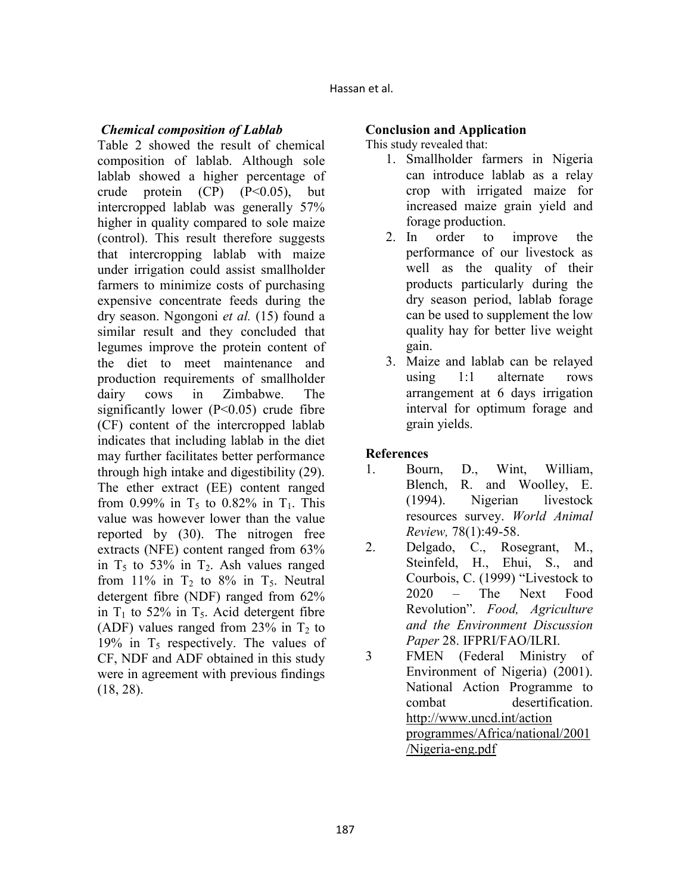### *Chemical composition of Lablab*

Table 2 showed the result of chemical composition of lablab. Although sole lablab showed a higher percentage of crude protein (CP) ($P<0.05$), but intercropped lablab was generally 57% higher in quality compared to sole maize (control). This result therefore suggests that intercropping lablab with maize under irrigation could assist smallholder farmers to minimize costs of purchasing expensive concentrate feeds during the dry season. Ngongoni *et al.* (15) found a similar result and they concluded that legumes improve the protein content of the diet to meet maintenance and production requirements of smallholder dairy cows in Zimbabwe. The significantly lower ($P<0.05$) crude fibre (CF) content of the intercropped lablab indicates that including lablab in the diet may further facilitates better performance through high intake and digestibility (29). The ether extract (EE) content ranged from 0.99% in $T_5$ to 0.82% in $T_1$. This value was however lower than the value reported by (30). The nitrogen free extracts (NFE) content ranged from 63% in $T_5$ to 53% in $T_2$. Ash values ranged from 11% in $T_2$ to 8% in $T_5$. Neutral detergent fibre (NDF) ranged from 62% in $T_1$ to 52% in $T_5$. Acid detergent fibre (ADF) values ranged from 23% in $T_2$ to 19% in $T_5$ respectively. The values of CF, NDF and ADF obtained in this study were in agreement with previous findings (18, 28).

## Conclusion and Application

This study revealed that:

1. Smallholder farmers in Nigeria can introduce lablab as a relay crop with irrigated maize for increased maize grain yield and forage production.
2. In order to improve the performance of our livestock as well as the quality of their products particularly during the dry season period, lablab forage can be used to supplement the low quality hay for better live weight gain.
3. Maize and lablab can be relayed using 1:1 alternate rows arrangement at 6 days irrigation interval for optimum forage and grain yields.

## References

1. Bourn, D., Wint, William, Blench, R. and Woolley, E. (1994). Nigerian livestock resources survey. *World Animal Review,* 78(1):49-58.
2. Delgado, C., Rosegrant, M., Steinfeld, H., Ehui, S., and Courbois, C. (1999) "Livestock to 2020 – The Next Food Revolution". *Food, Agriculture and the Environment Discussion Paper* 28. IFPRI/FAO/ILRI.
3. FMEN (Federal Ministry of Environment of Nigeria) (2001). National Action Programme to combat desertification. http://www.uncd.int/action programmes/Africa/national/2001/Nigeria-eng.pdf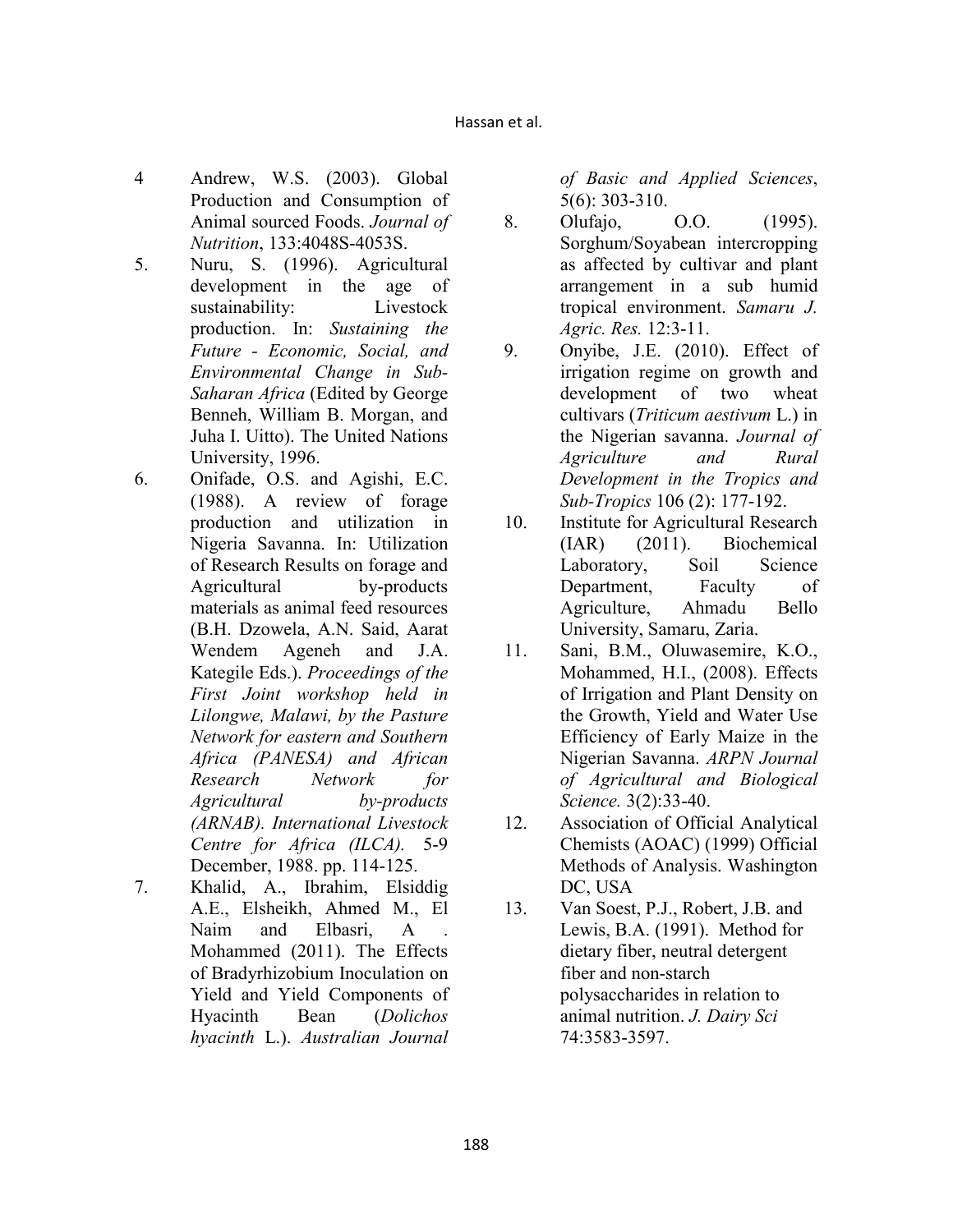4. Andrew, W.S. (2003). Global Production and Consumption of Animal sourced Foods. *Journal of Nutrition*, 133:4048S-4053S.
5. Nuru, S. (1996). Agricultural development in the age of sustainability: Livestock production. In: *Sustaining the Future - Economic, Social, and Environmental Change in Sub-Saharan Africa* (Edited by George Benneh, William B. Morgan, and Juha I. Uitto). The United Nations University, 1996.
6. Onifade, O.S. and Agishi, E.C. (1988). A review of forage production and utilization in Nigeria Savanna. In: Utilization of Research Results on forage and Agricultural by-products materials as animal feed resources (B.H. Dzowela, A.N. Said, Aarat Wendem Ageneh and J.A. Kategile Eds.). *Proceedings of the First Joint workshop held in Lilongwe, Malawi, by the Pasture Network for eastern and Southern Africa (PANESA) and African Research Network for Agricultural by-products (ARNAB). International Livestock Centre for Africa (ILCA).* 5-9 December, 1988. pp. 114-125.
7. Khalid, A., Ibrahim, Elsiddig A.E., Elsheikh, Ahmed M., El Naim and Elbasri, A . Mohammed (2011). The Effects of Bradyrhizobium Inoculation on Yield and Yield Components of Hyacinth Bean (*Dolichos hyacinth* L.). *Australian Journal of Basic and Applied Sciences*, 5(6): 303-310.
8. Olufajo, O.O. (1995). Sorghum/Soyabean intercropping as affected by cultivar and plant arrangement in a sub humid tropical environment. *Samaru J. Agric. Res.* 12:3-11.
9. Onyibe, J.E. (2010). Effect of irrigation regime on growth and development of two wheat cultivars (*Triticum aestivum* L.) in the Nigerian savanna. *Journal of Agriculture and Rural Development in the Tropics and Sub-Tropics* 106 (2): 177-192.
10. Institute for Agricultural Research (IAR) (2011). Biochemical Laboratory, Soil Science Department, Faculty of Agriculture, Ahmadu Bello University, Samaru, Zaria.
11. Sani, B.M., Oluwasemire, K.O., Mohammed, H.I., (2008). Effects of Irrigation and Plant Density on the Growth, Yield and Water Use Efficiency of Early Maize in the Nigerian Savanna. *ARPN Journal of Agricultural and Biological Science.* 3(2):33-40.
12. Association of Official Analytical Chemists (AOAC) (1999) Official Methods of Analysis. Washington DC, USA
13. Van Soest, P.J., Robert, J.B. and Lewis, B.A. (1991). Method for dietary fiber, neutral detergent fiber and non-starch polysaccharides in relation to animal nutrition. *J. Dairy Sci* 74:3583-3597.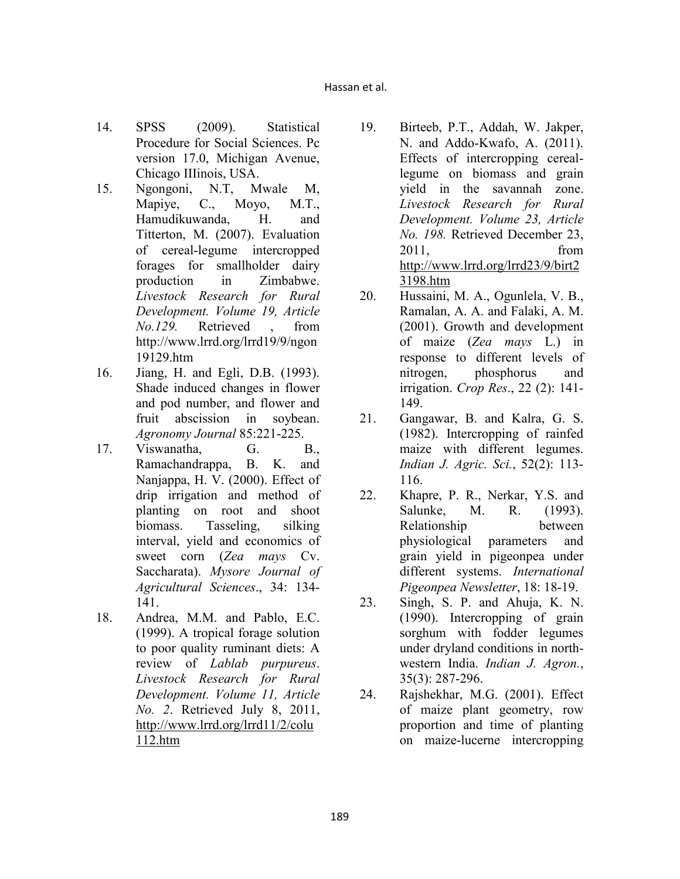14. SPSS (2009). Statistical Procedure for Social Sciences. Pc version 17.0, Michigan Avenue, Chicago IIIinois, USA.
15. Ngongoni, N.T, Mwale M, Mapiye, C., Moyo, M.T., Hamudikuwanda, H. and Titterton, M. (2007). Evaluation of cereal-legume intercropped forages for smallholder dairy production in Zimbabwe. *Livestock Research for Rural Development. Volume 19, Article No.129.* Retrieved , from http://www.lrrd.org/lrrd19/9/ngon19129.htm
16. Jiang, H. and Egli, D.B. (1993). Shade induced changes in flower and pod number, and flower and fruit abscission in soybean. *Agronomy Journal* 85:221-225.
17. Viswanatha, G. B., Ramachandrappa, B. K. and Nanjappa, H. V. (2000). Effect of drip irrigation and method of planting on root and shoot biomass. Tasseling, silking interval, yield and economics of sweet corn (*Zea mays* Cv. Saccharata). *Mysore Journal of Agricultural Sciences*., 34: 134-141.
18. Andrea, M.M. and Pablo, E.C. (1999). A tropical forage solution to poor quality ruminant diets: A review of *Lablab purpureus*. *Livestock Research for Rural Development. Volume 11, Article No. 2*. Retrieved July 8, 2011, http://www.lrrd.org/lrrd11/2/colu112.htm
19. Birteeb, P.T., Addah, W. Jakper, N. and Addo-Kwafo, A. (2011). Effects of intercropping cereal-legume on biomass and grain yield in the savannah zone. *Livestock Research for Rural Development. Volume 23, Article No. 198.* Retrieved December 23, 2011, from http://www.lrrd.org/lrrd23/9/birt23198.htm
20. Hussaini, M. A., Ogunlela, V. B., Ramalan, A. A. and Falaki, A. M. (2001). Growth and development of maize (*Zea mays* L.) in response to different levels of nitrogen, phosphorus and irrigation. *Crop Res*., 22 (2): 141-149.
21. Gangawar, B. and Kalra, G. S. (1982). Intercropping of rainfed maize with different legumes. *Indian J. Agric. Sci.*, 52(2): 113-116.
22. Khapre, P. R., Nerkar, Y.S. and Salunke, M. R. (1993). Relationship between physiological parameters and grain yield in pigeonpea under different systems. *International Pigeonpea Newsletter*, 18: 18-19.
23. Singh, S. P. and Ahuja, K. N. (1990). Intercropping of grain sorghum with fodder legumes under dryland conditions in north-western India. *Indian J. Agron.*, 35(3): 287-296.
24. Rajshekhar, M.G. (2001). Effect of maize plant geometry, row proportion and time of planting on maize-lucerne intercropping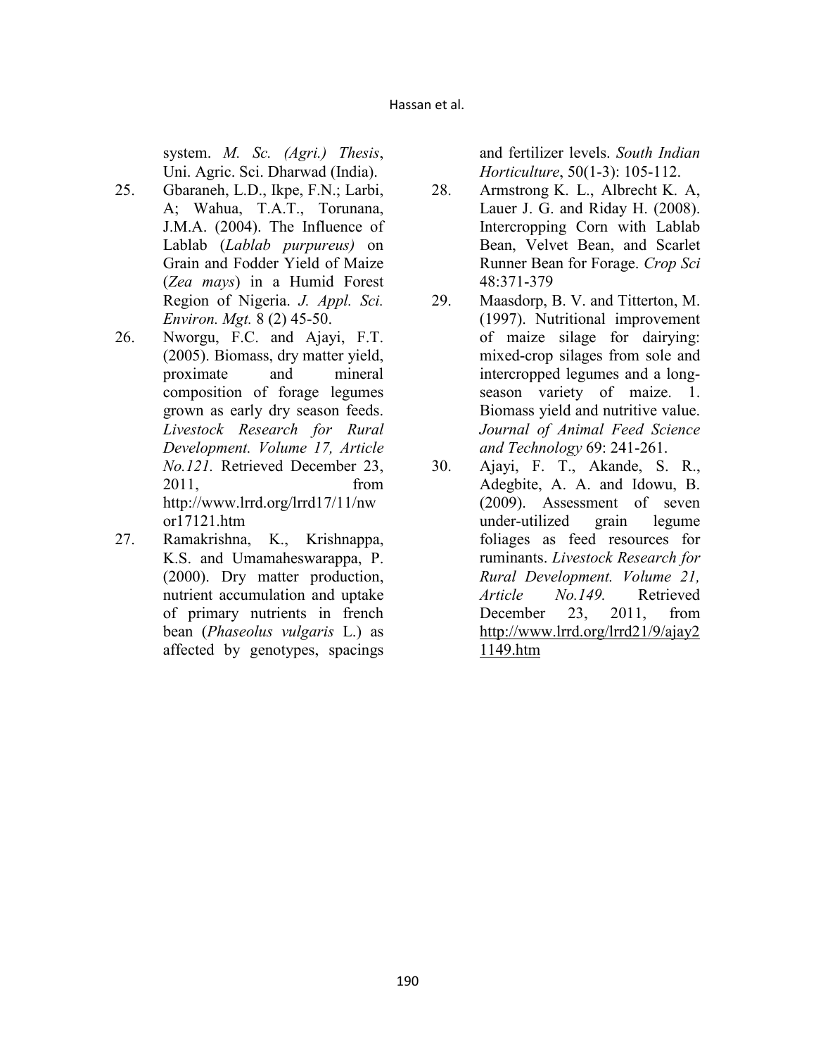system. *M. Sc. (Agri.) Thesis*, Uni. Agric. Sci. Dharwad (India).

25. Gbaraneh, L.D., Ikpe, F.N.; Larbi, A; Wahua, T.A.T., Torunana, J.M.A. (2004). The Influence of Lablab (*Lablab purpureus)* on Grain and Fodder Yield of Maize (*Zea mays*) in a Humid Forest Region of Nigeria. *J. Appl. Sci. Environ. Mgt.* 8 (2) 45-50.
26. Nworgu, F.C. and Ajayi, F.T. (2005). Biomass, dry matter yield, proximate and mineral composition of forage legumes grown as early dry season feeds. *Livestock Research for Rural Development. Volume 17, Article No.121.* Retrieved December 23, 2011, from http://www.lrrd.org/lrrd17/11/nwor17121.htm
27. Ramakrishna, K., Krishnappa, K.S. and Umamaheswarappa, P. (2000). Dry matter production, nutrient accumulation and uptake of primary nutrients in french bean (*Phaseolus vulgaris* L.) as affected by genotypes, spacings and fertilizer levels. *South Indian Horticulture*, 50(1-3): 105-112.
28. Armstrong K. L., Albrecht K. A, Lauer J. G. and Riday H. (2008). Intercropping Corn with Lablab Bean, Velvet Bean, and Scarlet Runner Bean for Forage. *Crop Sci* 48:371-379
29. Maasdorp, B. V. and Titterton, M. (1997). Nutritional improvement of maize silage for dairying: mixed-crop silages from sole and intercropped legumes and a long-season variety of maize. 1. Biomass yield and nutritive value. *Journal of Animal Feed Science and Technology* 69: 241-261.
30. Ajayi, F. T., Akande, S. R., Adegbite, A. A. and Idowu, B. (2009). Assessment of seven under-utilized grain legume foliages as feed resources for ruminants. *Livestock Research for Rural Development. Volume 21, Article No.149.* Retrieved December 23, 2011, from http://www.lrrd.org/lrrd21/9/ajay21149.htm